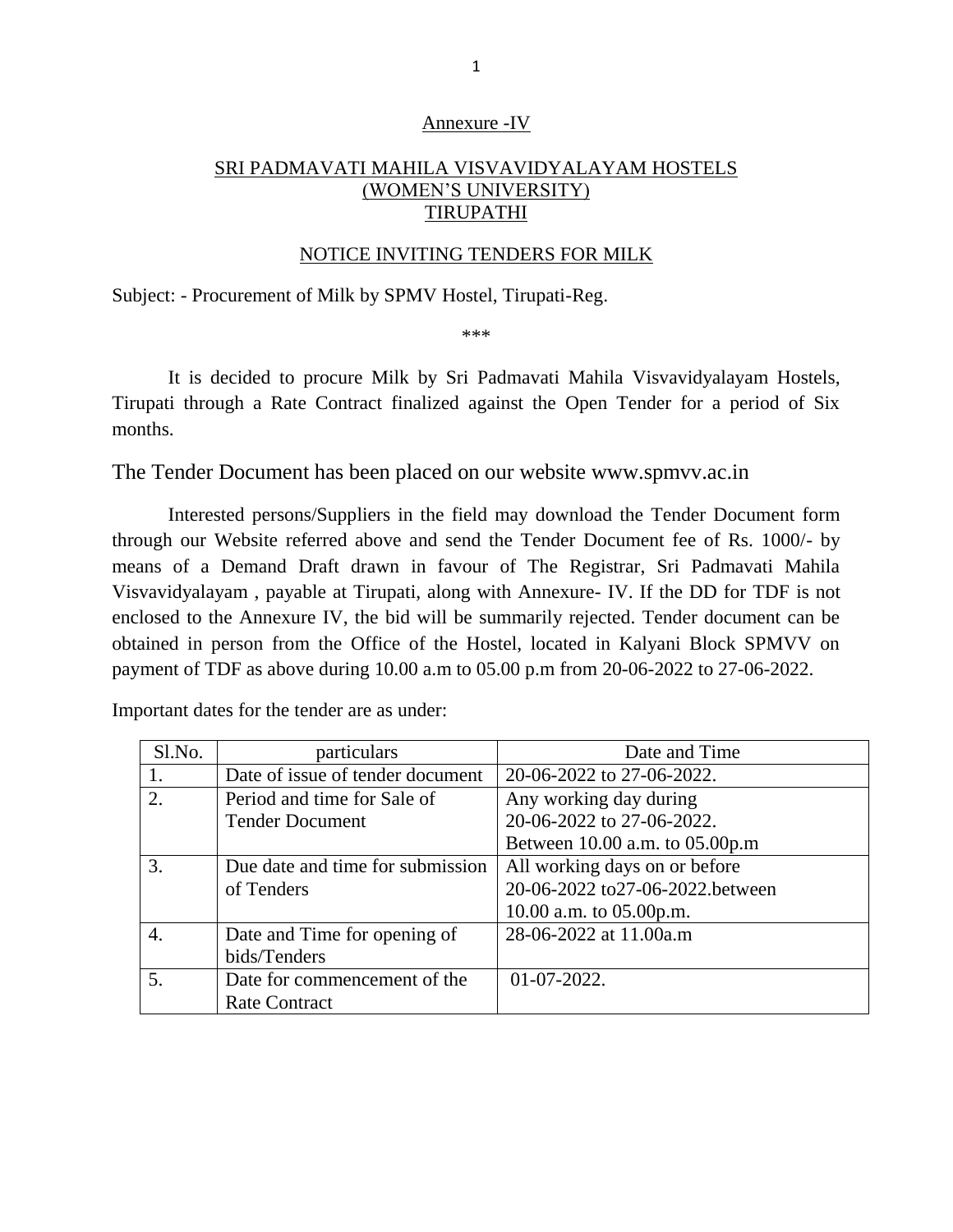Annexure -IV

# SRI PADMAVATI MAHILA VISVAVIDYALAYAM HOSTELS (WOMEN'S UNIVERSITY) TIRUPATHI

## NOTICE INVITING TENDERS FOR MILK

Subject: - Procurement of Milk by SPMV Hostel, Tirupati-Reg.

***

It is decided to procure Milk by Sri Padmavati Mahila Visvavidyalayam Hostels, Tirupati through a Rate Contract finalized against the Open Tender for a period of Six months.

The Tender Document has been placed on our website www.spmvv.ac.in

Interested persons/Suppliers in the field may download the Tender Document form through our Website referred above and send the Tender Document fee of Rs. 1000/- by means of a Demand Draft drawn in favour of The Registrar, Sri Padmavati Mahila Visvavidyalayam , payable at Tirupati, along with Annexure- IV. If the DD for TDF is not enclosed to the Annexure IV, the bid will be summarily rejected. Tender document can be obtained in person from the Office of the Hostel, located in Kalyani Block SPMVV on payment of TDF as above during 10.00 a.m to 05.00 p.m from 20-06-2022 to 27-06-2022.

Important dates for the tender are as under:

| Sl.No. | particulars | Date and Time |
|---|---|---|
| 1. | Date of issue of tender document | 20-06-2022 to 27-06-2022. |
| 2. | Period and time for Sale of Tender Document | Any working day during 20-06-2022 to 27-06-2022. Between 10.00 a.m. to 05.00p.m |
| 3. | Due date and time for submission of Tenders | All working days on or before 20-06-2022 to27-06-2022.between 10.00 a.m. to 05.00p.m. |
| 4. | Date and Time for opening of bids/Tenders | 28-06-2022 at 11.00a.m |
| 5. | Date for commencement of the Rate Contract | 01-07-2022. |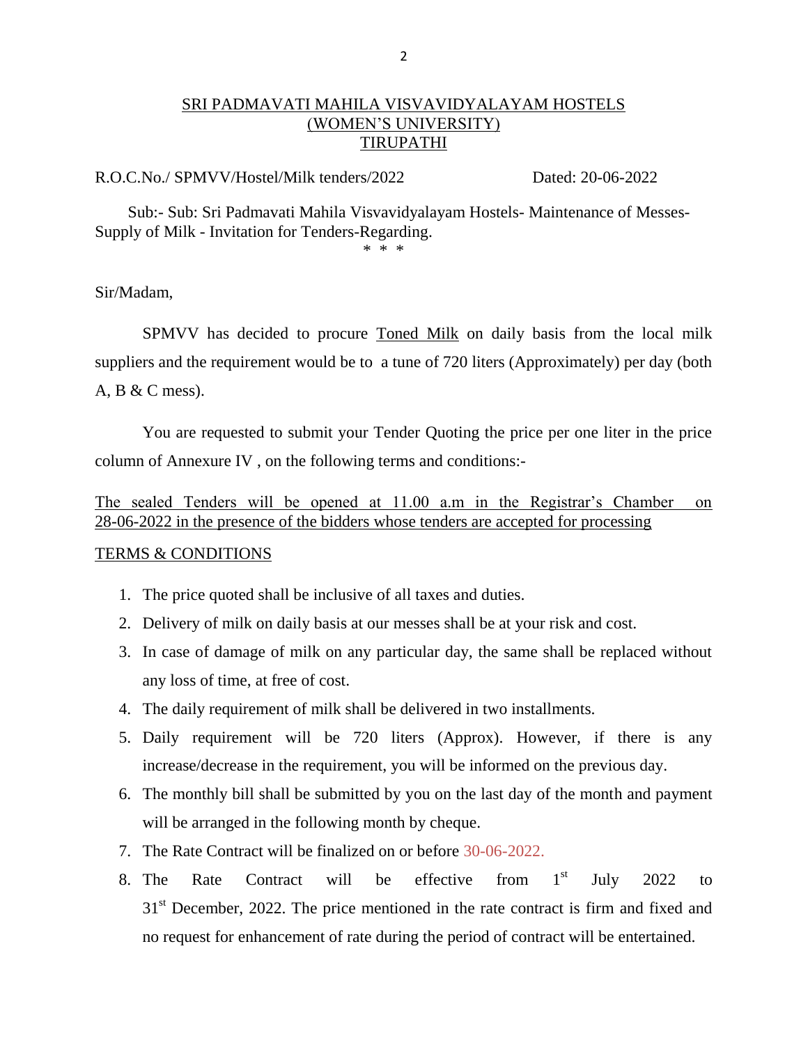## SRI PADMAVATI MAHILA VISVAVIDYALAYAM HOSTELS
## (WOMEN'S UNIVERSITY)
## TIRUPATHI

R.O.C.No./ SPMVV/Hostel/Milk tenders/2022 Dated: 20-06-2022

Sub:- Sub: Sri Padmavati Mahila Visvavidyalayam Hostels- Maintenance of Messes- Supply of Milk - Invitation for Tenders-Regarding.

\* \* \*

Sir/Madam,

SPMVV has decided to procure Toned Milk on daily basis from the local milk suppliers and the requirement would be to a tune of 720 liters (Approximately) per day (both A, B & C mess).

You are requested to submit your Tender Quoting the price per one liter in the price column of Annexure IV , on the following terms and conditions:-

The sealed Tenders will be opened at 11.00 a.m in the Registrar's Chamber on 28-06-2022 in the presence of the bidders whose tenders are accepted for processing

TERMS & CONDITIONS

1. The price quoted shall be inclusive of all taxes and duties.
2. Delivery of milk on daily basis at our messes shall be at your risk and cost.
3. In case of damage of milk on any particular day, the same shall be replaced without any loss of time, at free of cost.
4. The daily requirement of milk shall be delivered in two installments.
5. Daily requirement will be 720 liters (Approx). However, if there is any increase/decrease in the requirement, you will be informed on the previous day.
6. The monthly bill shall be submitted by you on the last day of the month and payment will be arranged in the following month by cheque.
7. The Rate Contract will be finalized on or before 30-06-2022.
8. The Rate Contract will be effective from 1st July 2022 to 31st December, 2022. The price mentioned in the rate contract is firm and fixed and no request for enhancement of rate during the period of contract will be entertained.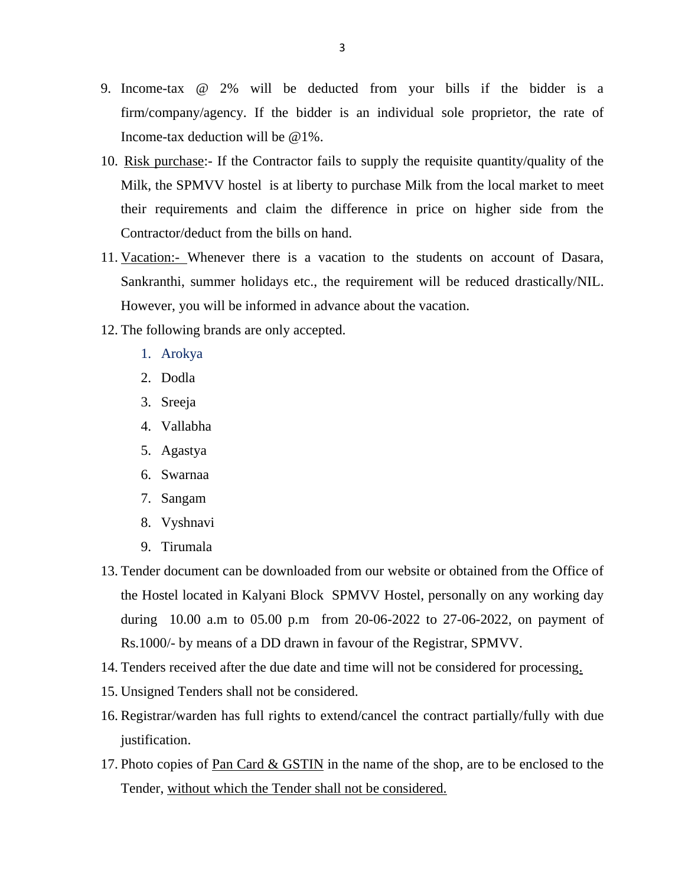9. Income-tax @ 2% will be deducted from your bills if the bidder is a firm/company/agency. If the bidder is an individual sole proprietor, the rate of Income-tax deduction will be @1%.
10. Risk purchase:- If the Contractor fails to supply the requisite quantity/quality of the Milk, the SPMVV hostel is at liberty to purchase Milk from the local market to meet their requirements and claim the difference in price on higher side from the Contractor/deduct from the bills on hand.
11. Vacation:- Whenever there is a vacation to the students on account of Dasara, Sankranthi, summer holidays etc., the requirement will be reduced drastically/NIL. However, you will be informed in advance about the vacation.
12. The following brands are only accepted.
    1. Arokya
    2. Dodla
    3. Sreeja
    4. Vallabha
    5. Agastya
    6. Swarnaa
    7. Sangam
    8. Vyshnavi
    9. Tirumala
13. Tender document can be downloaded from our website or obtained from the Office of the Hostel located in Kalyani Block SPMVV Hostel, personally on any working day during 10.00 a.m to 05.00 p.m from 20-06-2022 to 27-06-2022, on payment of Rs.1000/- by means of a DD drawn in favour of the Registrar, SPMVV.
14. Tenders received after the due date and time will not be considered for processing.
15. Unsigned Tenders shall not be considered.
16. Registrar/warden has full rights to extend/cancel the contract partially/fully with due justification.
17. Photo copies of Pan Card & GSTIN in the name of the shop, are to be enclosed to the Tender, without which the Tender shall not be considered.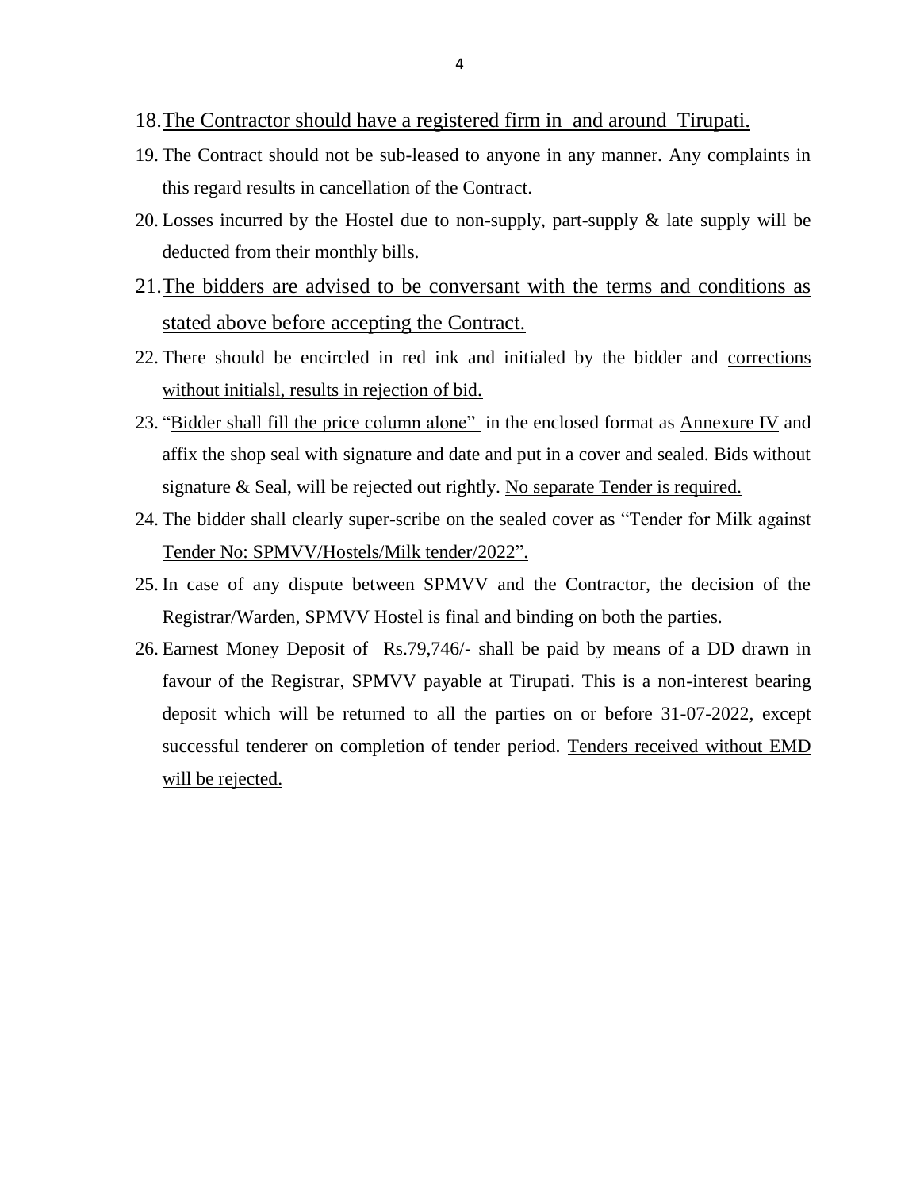18. The Contractor should have a registered firm in and around Tirupati.
19. The Contract should not be sub-leased to anyone in any manner. Any complaints in this regard results in cancellation of the Contract.
20. Losses incurred by the Hostel due to non-supply, part-supply & late supply will be deducted from their monthly bills.
21. The bidders are advised to be conversant with the terms and conditions as stated above before accepting the Contract.
22. There should be encircled in red ink and initialed by the bidder and corrections without initialsl, results in rejection of bid.
23. "Bidder shall fill the price column alone" in the enclosed format as Annexure IV and affix the shop seal with signature and date and put in a cover and sealed. Bids without signature & Seal, will be rejected out rightly. No separate Tender is required.
24. The bidder shall clearly super-scribe on the sealed cover as "Tender for Milk against Tender No: SPMVV/Hostels/Milk tender/2022".
25. In case of any dispute between SPMVV and the Contractor, the decision of the Registrar/Warden, SPMVV Hostel is final and binding on both the parties.
26. Earnest Money Deposit of Rs.79,746/- shall be paid by means of a DD drawn in favour of the Registrar, SPMVV payable at Tirupati. This is a non-interest bearing deposit which will be returned to all the parties on or before 31-07-2022, except successful tenderer on completion of tender period. Tenders received without EMD will be rejected.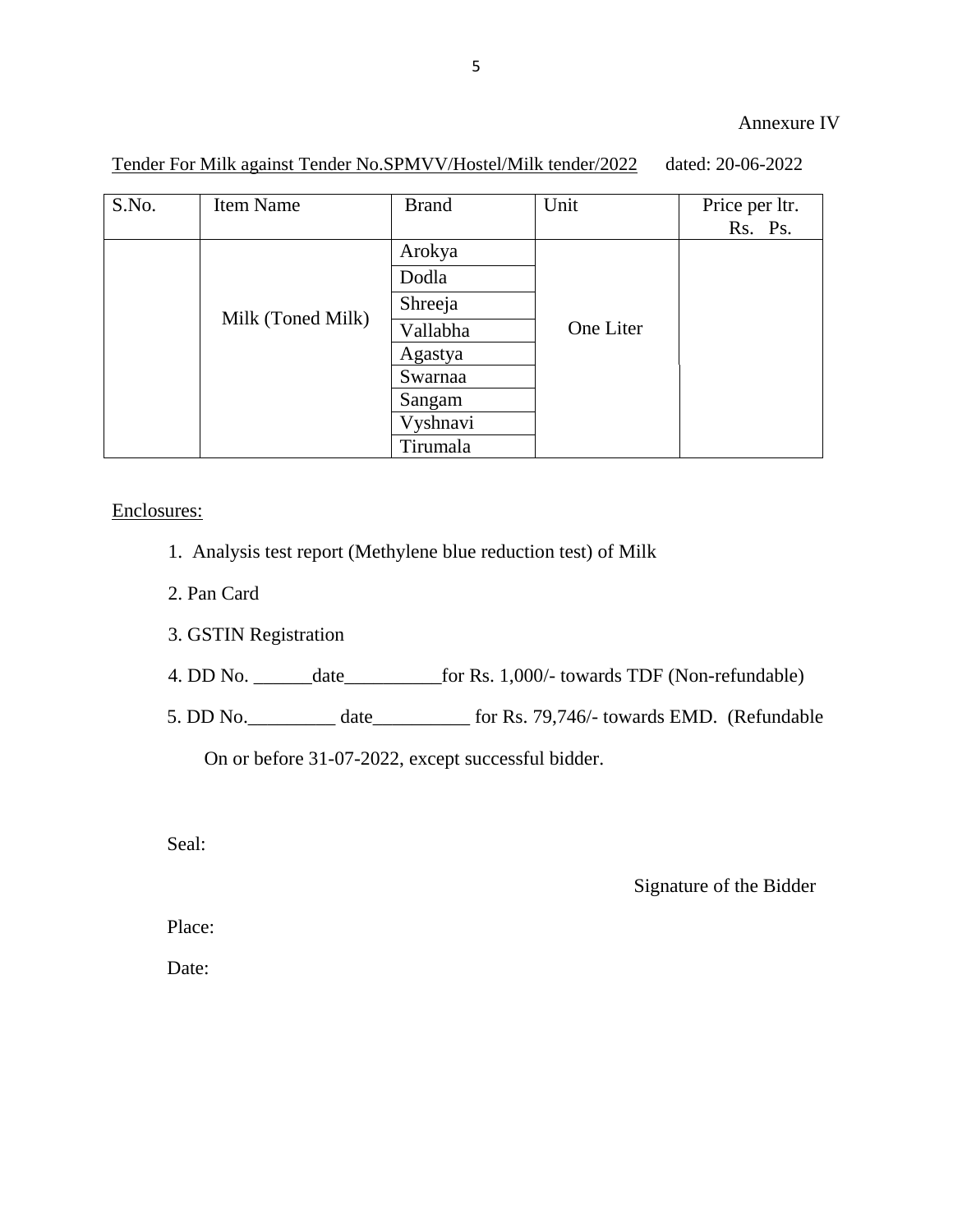Annexure IV

Tender For Milk against Tender No.SPMVV/Hostel/Milk tender/2022 dated: 20-06-2022

| S.No. | Item Name | Brand | Unit | Price per ltr. Rs. Ps. |
|---|---|---|---|---|
| | Milk (Toned Milk) | Arokya | One Liter | |
| | | Dodla | | |
| | | Shreeja | | |
| | | Vallabha | | |
| | | Agastya | | |
| | | Swarnaa | | |
| | | Sangam | | |
| | | Vyshnavi | | |
| | | Tirumala | | |

Enclosures:

1. Analysis test report (Methylene blue reduction test) of Milk
2. Pan Card
3. GSTIN Registration
4. DD No. ______date__________for Rs. 1,000/- towards TDF (Non-refundable)
5. DD No._________ date__________ for Rs. 79,746/- towards EMD. (Refundable On or before 31-07-2022, except successful bidder.

Seal:

Signature of the Bidder

Place:

Date: